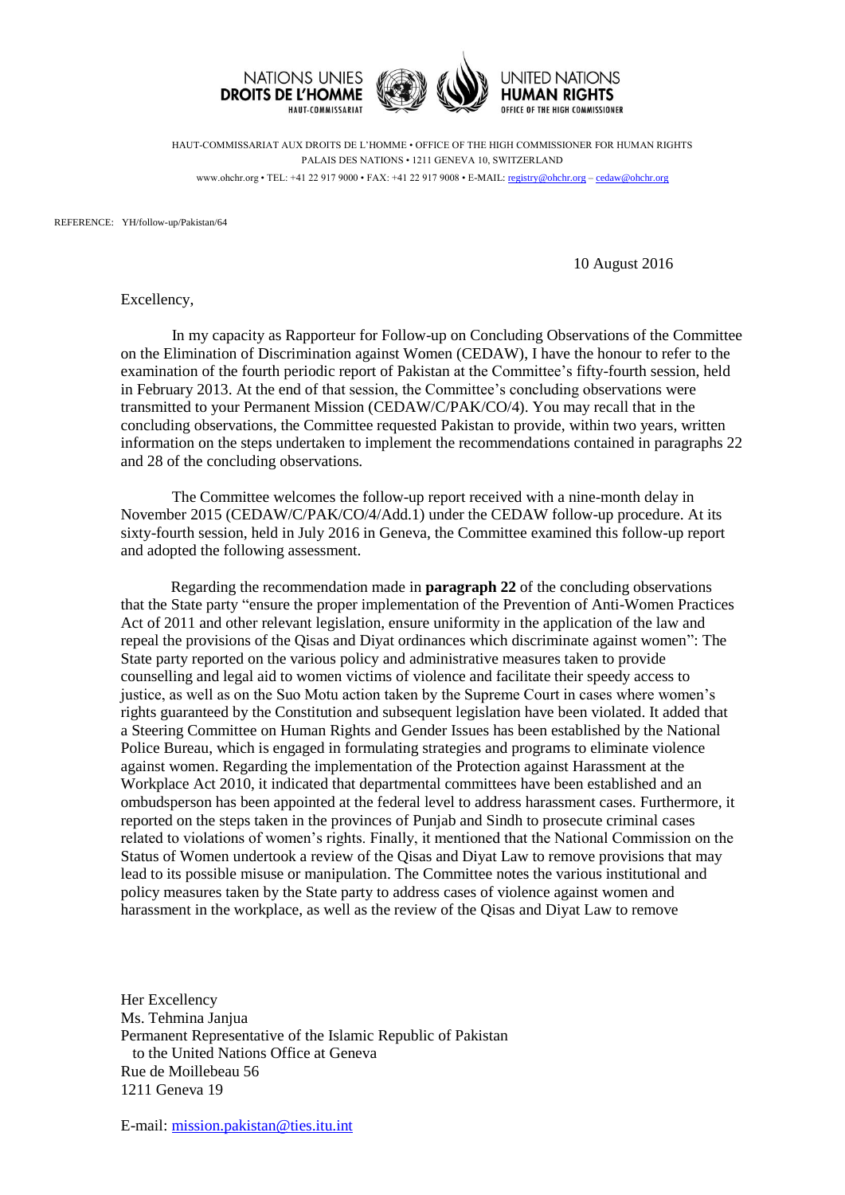NATIONS UNIES
**DROITS DE L'HOMME**
HAUT-COMMISSARIAT

UNITED NATIONS
**HUMAN RIGHTS**
OFFICE OF THE HIGH COMMISSIONER

HAUT-COMMISSARIAT AUX DROITS DE L'HOMME • OFFICE OF THE HIGH COMMISSIONER FOR HUMAN RIGHTS
PALAIS DES NATIONS • 1211 GENEVA 10, SWITZERLAND
www.ohchr.org • TEL: +41 22 917 9000 • FAX: +41 22 917 9008 • E-MAIL: registry@ohchr.org – cedaw@ohchr.org

REFERENCE: YH/follow-up/Pakistan/64

10 August 2016

Excellency,

In my capacity as Rapporteur for Follow-up on Concluding Observations of the Committee on the Elimination of Discrimination against Women (CEDAW), I have the honour to refer to the examination of the fourth periodic report of Pakistan at the Committee's fifty-fourth session, held in February 2013. At the end of that session, the Committee's concluding observations were transmitted to your Permanent Mission (CEDAW/C/PAK/CO/4). You may recall that in the concluding observations, the Committee requested Pakistan to provide, within two years, written information on the steps undertaken to implement the recommendations contained in paragraphs 22 and 28 of the concluding observations.

The Committee welcomes the follow-up report received with a nine-month delay in November 2015 (CEDAW/C/PAK/CO/4/Add.1) under the CEDAW follow-up procedure. At its sixty-fourth session, held in July 2016 in Geneva, the Committee examined this follow-up report and adopted the following assessment.

Regarding the recommendation made in **paragraph 22** of the concluding observations that the State party "ensure the proper implementation of the Prevention of Anti-Women Practices Act of 2011 and other relevant legislation, ensure uniformity in the application of the law and repeal the provisions of the Qisas and Diyat ordinances which discriminate against women": The State party reported on the various policy and administrative measures taken to provide counselling and legal aid to women victims of violence and facilitate their speedy access to justice, as well as on the Suo Motu action taken by the Supreme Court in cases where women's rights guaranteed by the Constitution and subsequent legislation have been violated. It added that a Steering Committee on Human Rights and Gender Issues has been established by the National Police Bureau, which is engaged in formulating strategies and programs to eliminate violence against women. Regarding the implementation of the Protection against Harassment at the Workplace Act 2010, it indicated that departmental committees have been established and an ombudsperson has been appointed at the federal level to address harassment cases. Furthermore, it reported on the steps taken in the provinces of Punjab and Sindh to prosecute criminal cases related to violations of women's rights. Finally, it mentioned that the National Commission on the Status of Women undertook a review of the Qisas and Diyat Law to remove provisions that may lead to its possible misuse or manipulation. The Committee notes the various institutional and policy measures taken by the State party to address cases of violence against women and harassment in the workplace, as well as the review of the Qisas and Diyat Law to remove

Her Excellency
Ms. Tehmina Janjua
Permanent Representative of the Islamic Republic of Pakistan
to the United Nations Office at Geneva
Rue de Moillebeau 56
1211 Geneva 19

E-mail: mission.pakistan@ties.itu.int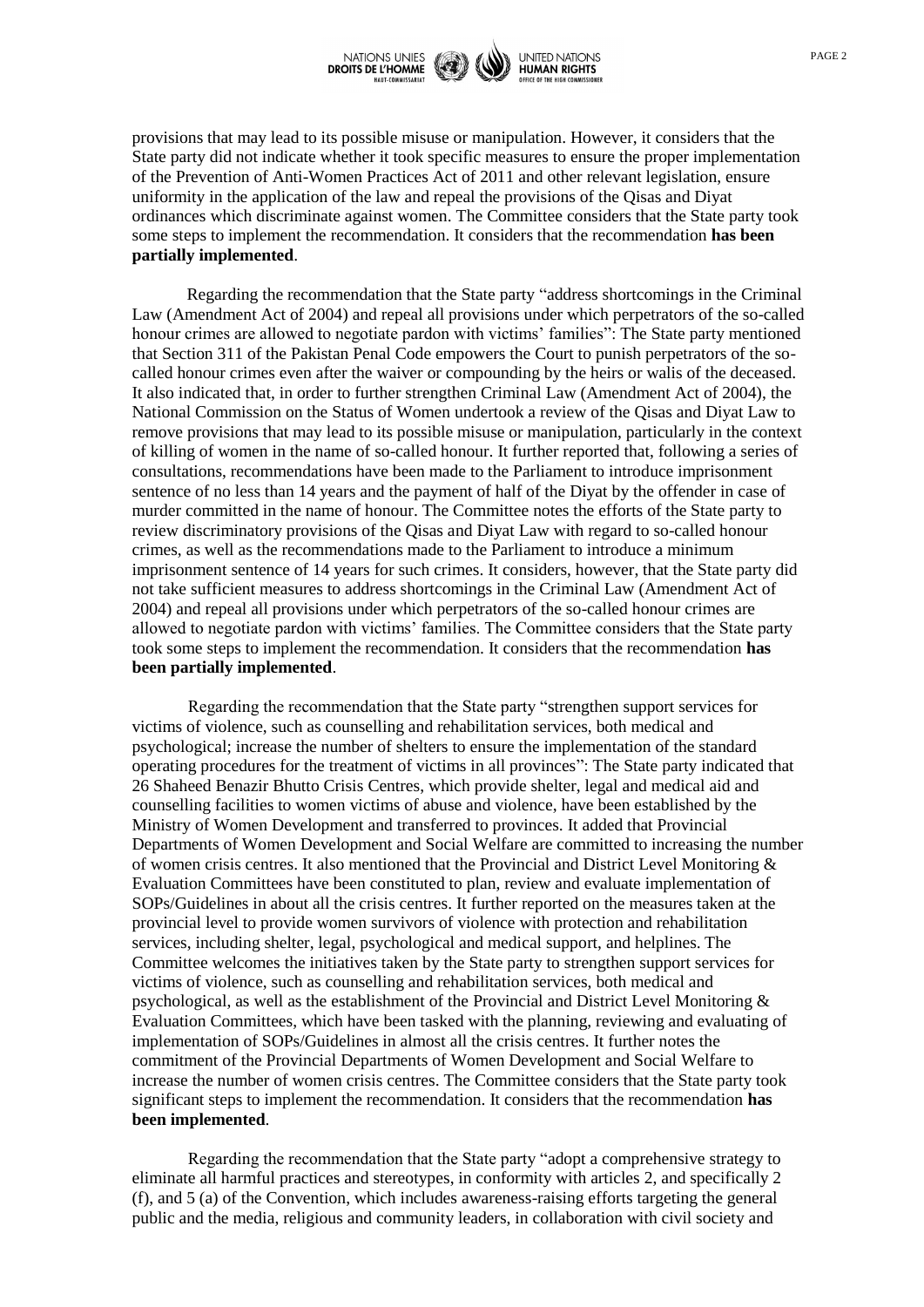provisions that may lead to its possible misuse or manipulation. However, it considers that the State party did not indicate whether it took specific measures to ensure the proper implementation of the Prevention of Anti-Women Practices Act of 2011 and other relevant legislation, ensure uniformity in the application of the law and repeal the provisions of the Qisas and Diyat ordinances which discriminate against women. The Committee considers that the State party took some steps to implement the recommendation. It considers that the recommendation **has been partially implemented**.

Regarding the recommendation that the State party "address shortcomings in the Criminal Law (Amendment Act of 2004) and repeal all provisions under which perpetrators of the so-called honour crimes are allowed to negotiate pardon with victims' families": The State party mentioned that Section 311 of the Pakistan Penal Code empowers the Court to punish perpetrators of the so-called honour crimes even after the waiver or compounding by the heirs or walis of the deceased. It also indicated that, in order to further strengthen Criminal Law (Amendment Act of 2004), the National Commission on the Status of Women undertook a review of the Qisas and Diyat Law to remove provisions that may lead to its possible misuse or manipulation, particularly in the context of killing of women in the name of so-called honour. It further reported that, following a series of consultations, recommendations have been made to the Parliament to introduce imprisonment sentence of no less than 14 years and the payment of half of the Diyat by the offender in case of murder committed in the name of honour. The Committee notes the efforts of the State party to review discriminatory provisions of the Qisas and Diyat Law with regard to so-called honour crimes, as well as the recommendations made to the Parliament to introduce a minimum imprisonment sentence of 14 years for such crimes. It considers, however, that the State party did not take sufficient measures to address shortcomings in the Criminal Law (Amendment Act of 2004) and repeal all provisions under which perpetrators of the so-called honour crimes are allowed to negotiate pardon with victims' families. The Committee considers that the State party took some steps to implement the recommendation. It considers that the recommendation **has been partially implemented**.

Regarding the recommendation that the State party "strengthen support services for victims of violence, such as counselling and rehabilitation services, both medical and psychological; increase the number of shelters to ensure the implementation of the standard operating procedures for the treatment of victims in all provinces": The State party indicated that 26 Shaheed Benazir Bhutto Crisis Centres, which provide shelter, legal and medical aid and counselling facilities to women victims of abuse and violence, have been established by the Ministry of Women Development and transferred to provinces. It added that Provincial Departments of Women Development and Social Welfare are committed to increasing the number of women crisis centres. It also mentioned that the Provincial and District Level Monitoring & Evaluation Committees have been constituted to plan, review and evaluate implementation of SOPs/Guidelines in about all the crisis centres. It further reported on the measures taken at the provincial level to provide women survivors of violence with protection and rehabilitation services, including shelter, legal, psychological and medical support, and helplines. The Committee welcomes the initiatives taken by the State party to strengthen support services for victims of violence, such as counselling and rehabilitation services, both medical and psychological, as well as the establishment of the Provincial and District Level Monitoring & Evaluation Committees, which have been tasked with the planning, reviewing and evaluating of implementation of SOPs/Guidelines in almost all the crisis centres. It further notes the commitment of the Provincial Departments of Women Development and Social Welfare to increase the number of women crisis centres. The Committee considers that the State party took significant steps to implement the recommendation. It considers that the recommendation **has been implemented**.

Regarding the recommendation that the State party "adopt a comprehensive strategy to eliminate all harmful practices and stereotypes, in conformity with articles 2, and specifically 2 (f), and 5 (a) of the Convention, which includes awareness-raising efforts targeting the general public and the media, religious and community leaders, in collaboration with civil society and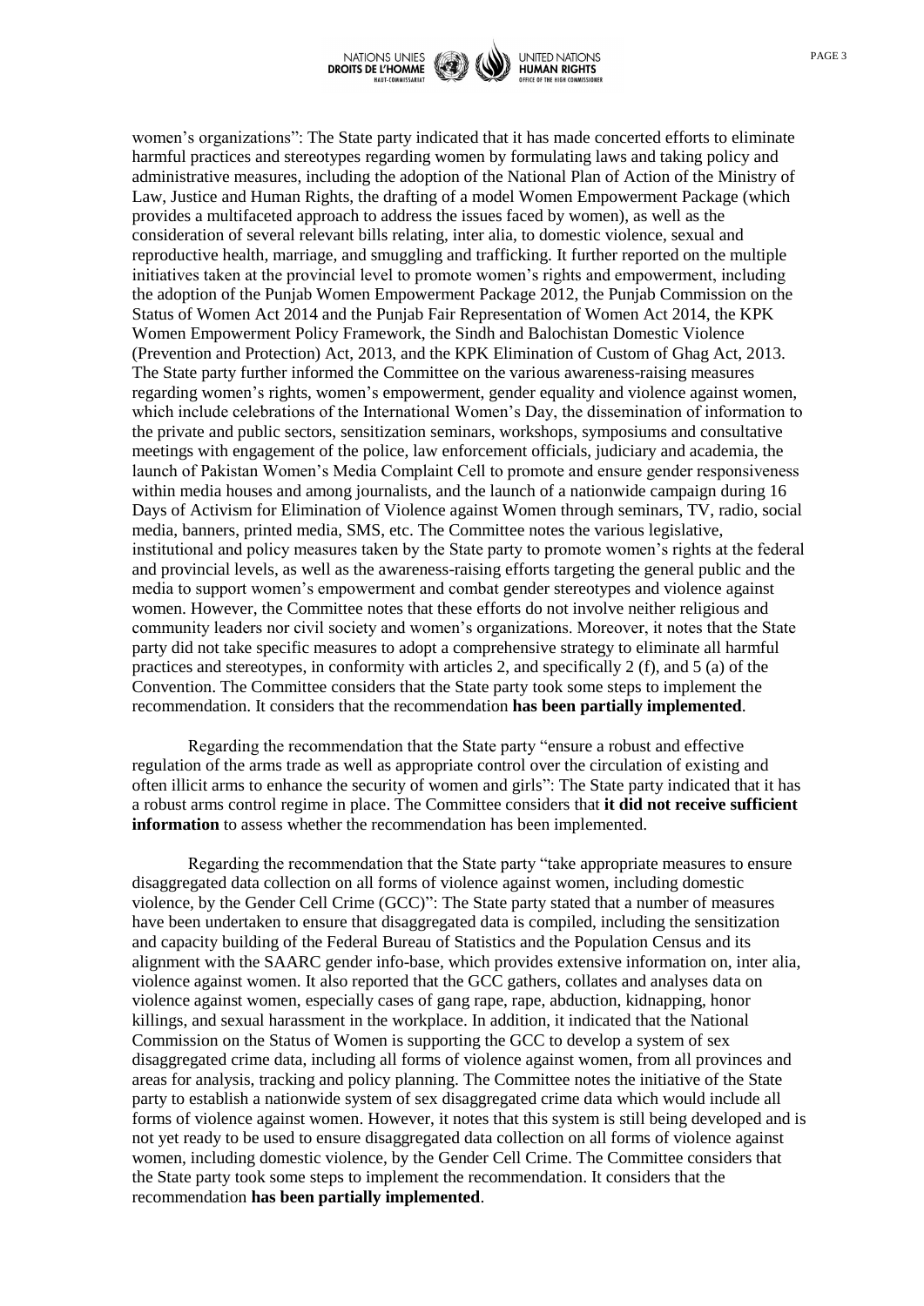women's organizations": The State party indicated that it has made concerted efforts to eliminate harmful practices and stereotypes regarding women by formulating laws and taking policy and administrative measures, including the adoption of the National Plan of Action of the Ministry of Law, Justice and Human Rights, the drafting of a model Women Empowerment Package (which provides a multifaceted approach to address the issues faced by women), as well as the consideration of several relevant bills relating, inter alia, to domestic violence, sexual and reproductive health, marriage, and smuggling and trafficking. It further reported on the multiple initiatives taken at the provincial level to promote women's rights and empowerment, including the adoption of the Punjab Women Empowerment Package 2012, the Punjab Commission on the Status of Women Act 2014 and the Punjab Fair Representation of Women Act 2014, the KPK Women Empowerment Policy Framework, the Sindh and Balochistan Domestic Violence (Prevention and Protection) Act, 2013, and the KPK Elimination of Custom of Ghag Act, 2013. The State party further informed the Committee on the various awareness-raising measures regarding women's rights, women's empowerment, gender equality and violence against women, which include celebrations of the International Women's Day, the dissemination of information to the private and public sectors, sensitization seminars, workshops, symposiums and consultative meetings with engagement of the police, law enforcement officials, judiciary and academia, the launch of Pakistan Women's Media Complaint Cell to promote and ensure gender responsiveness within media houses and among journalists, and the launch of a nationwide campaign during 16 Days of Activism for Elimination of Violence against Women through seminars, TV, radio, social media, banners, printed media, SMS, etc. The Committee notes the various legislative, institutional and policy measures taken by the State party to promote women's rights at the federal and provincial levels, as well as the awareness-raising efforts targeting the general public and the media to support women's empowerment and combat gender stereotypes and violence against women. However, the Committee notes that these efforts do not involve neither religious and community leaders nor civil society and women's organizations. Moreover, it notes that the State party did not take specific measures to adopt a comprehensive strategy to eliminate all harmful practices and stereotypes, in conformity with articles 2, and specifically 2 (f), and 5 (a) of the Convention. The Committee considers that the State party took some steps to implement the recommendation. It considers that the recommendation **has been partially implemented**.

Regarding the recommendation that the State party "ensure a robust and effective regulation of the arms trade as well as appropriate control over the circulation of existing and often illicit arms to enhance the security of women and girls": The State party indicated that it has a robust arms control regime in place. The Committee considers that **it did not receive sufficient information** to assess whether the recommendation has been implemented.

Regarding the recommendation that the State party "take appropriate measures to ensure disaggregated data collection on all forms of violence against women, including domestic violence, by the Gender Cell Crime (GCC)": The State party stated that a number of measures have been undertaken to ensure that disaggregated data is compiled, including the sensitization and capacity building of the Federal Bureau of Statistics and the Population Census and its alignment with the SAARC gender info-base, which provides extensive information on, inter alia, violence against women. It also reported that the GCC gathers, collates and analyses data on violence against women, especially cases of gang rape, rape, abduction, kidnapping, honor killings, and sexual harassment in the workplace. In addition, it indicated that the National Commission on the Status of Women is supporting the GCC to develop a system of sex disaggregated crime data, including all forms of violence against women, from all provinces and areas for analysis, tracking and policy planning. The Committee notes the initiative of the State party to establish a nationwide system of sex disaggregated crime data which would include all forms of violence against women. However, it notes that this system is still being developed and is not yet ready to be used to ensure disaggregated data collection on all forms of violence against women, including domestic violence, by the Gender Cell Crime. The Committee considers that the State party took some steps to implement the recommendation. It considers that the recommendation **has been partially implemented**.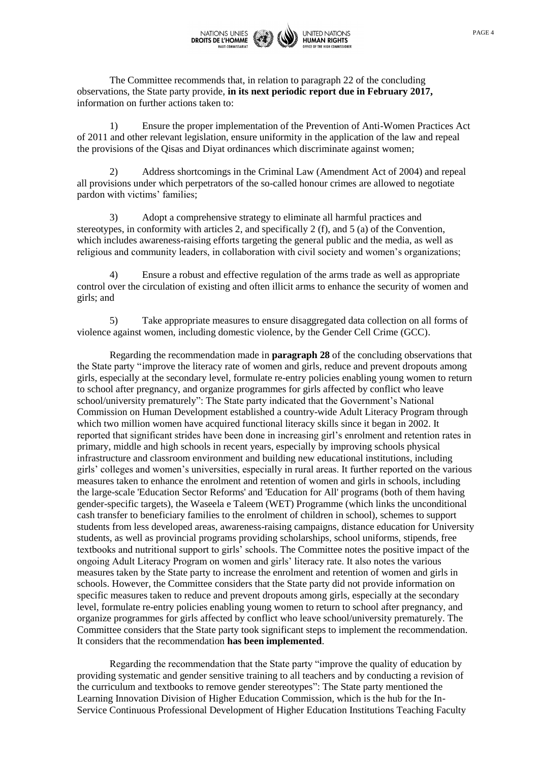The Committee recommends that, in relation to paragraph 22 of the concluding observations, the State party provide, **in its next periodic report due in February 2017,** information on further actions taken to:

1) Ensure the proper implementation of the Prevention of Anti-Women Practices Act of 2011 and other relevant legislation, ensure uniformity in the application of the law and repeal the provisions of the Qisas and Diyat ordinances which discriminate against women;

2) Address shortcomings in the Criminal Law (Amendment Act of 2004) and repeal all provisions under which perpetrators of the so-called honour crimes are allowed to negotiate pardon with victims' families;

3) Adopt a comprehensive strategy to eliminate all harmful practices and stereotypes, in conformity with articles 2, and specifically 2 (f), and 5 (a) of the Convention, which includes awareness-raising efforts targeting the general public and the media, as well as religious and community leaders, in collaboration with civil society and women's organizations;

4) Ensure a robust and effective regulation of the arms trade as well as appropriate control over the circulation of existing and often illicit arms to enhance the security of women and girls; and

5) Take appropriate measures to ensure disaggregated data collection on all forms of violence against women, including domestic violence, by the Gender Cell Crime (GCC).

Regarding the recommendation made in **paragraph 28** of the concluding observations that the State party "improve the literacy rate of women and girls, reduce and prevent dropouts among girls, especially at the secondary level, formulate re-entry policies enabling young women to return to school after pregnancy, and organize programmes for girls affected by conflict who leave school/university prematurely": The State party indicated that the Government's National Commission on Human Development established a country-wide Adult Literacy Program through which two million women have acquired functional literacy skills since it began in 2002. It reported that significant strides have been done in increasing girl's enrolment and retention rates in primary, middle and high schools in recent years, especially by improving schools physical infrastructure and classroom environment and building new educational institutions, including girls' colleges and women's universities, especially in rural areas. It further reported on the various measures taken to enhance the enrolment and retention of women and girls in schools, including the large-scale 'Education Sector Reforms' and 'Education for All' programs (both of them having gender-specific targets), the Waseela e Taleem (WET) Programme (which links the unconditional cash transfer to beneficiary families to the enrolment of children in school), schemes to support students from less developed areas, awareness-raising campaigns, distance education for University students, as well as provincial programs providing scholarships, school uniforms, stipends, free textbooks and nutritional support to girls' schools. The Committee notes the positive impact of the ongoing Adult Literacy Program on women and girls' literacy rate. It also notes the various measures taken by the State party to increase the enrolment and retention of women and girls in schools. However, the Committee considers that the State party did not provide information on specific measures taken to reduce and prevent dropouts among girls, especially at the secondary level, formulate re-entry policies enabling young women to return to school after pregnancy, and organize programmes for girls affected by conflict who leave school/university prematurely. The Committee considers that the State party took significant steps to implement the recommendation. It considers that the recommendation **has been implemented**.

Regarding the recommendation that the State party "improve the quality of education by providing systematic and gender sensitive training to all teachers and by conducting a revision of the curriculum and textbooks to remove gender stereotypes": The State party mentioned the Learning Innovation Division of Higher Education Commission, which is the hub for the In-Service Continuous Professional Development of Higher Education Institutions Teaching Faculty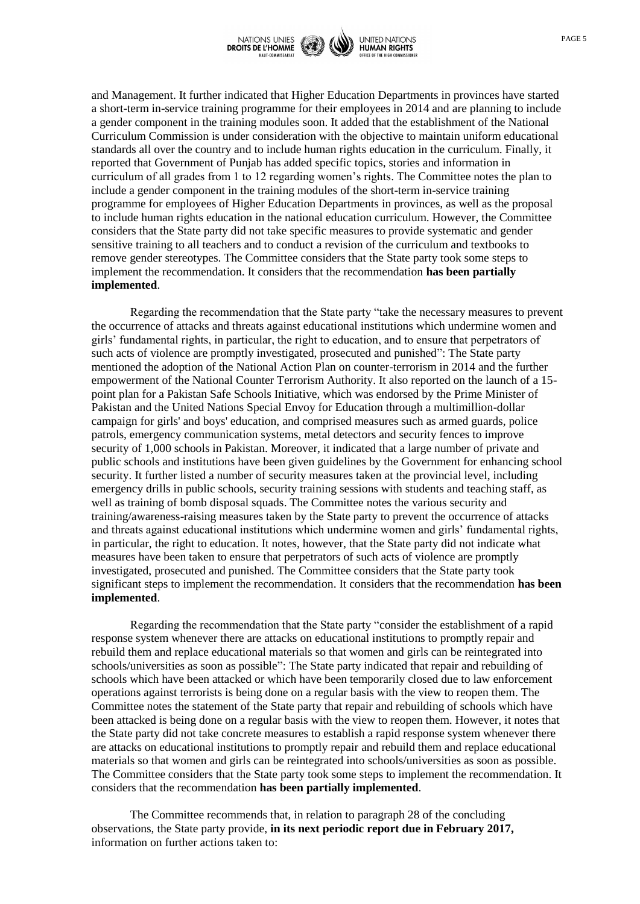and Management. It further indicated that Higher Education Departments in provinces have started a short-term in-service training programme for their employees in 2014 and are planning to include a gender component in the training modules soon. It added that the establishment of the National Curriculum Commission is under consideration with the objective to maintain uniform educational standards all over the country and to include human rights education in the curriculum. Finally, it reported that Government of Punjab has added specific topics, stories and information in curriculum of all grades from 1 to 12 regarding women's rights. The Committee notes the plan to include a gender component in the training modules of the short-term in-service training programme for employees of Higher Education Departments in provinces, as well as the proposal to include human rights education in the national education curriculum. However, the Committee considers that the State party did not take specific measures to provide systematic and gender sensitive training to all teachers and to conduct a revision of the curriculum and textbooks to remove gender stereotypes. The Committee considers that the State party took some steps to implement the recommendation. It considers that the recommendation **has been partially implemented**.

Regarding the recommendation that the State party "take the necessary measures to prevent the occurrence of attacks and threats against educational institutions which undermine women and girls' fundamental rights, in particular, the right to education, and to ensure that perpetrators of such acts of violence are promptly investigated, prosecuted and punished": The State party mentioned the adoption of the National Action Plan on counter-terrorism in 2014 and the further empowerment of the National Counter Terrorism Authority. It also reported on the launch of a 15-point plan for a Pakistan Safe Schools Initiative, which was endorsed by the Prime Minister of Pakistan and the United Nations Special Envoy for Education through a multimillion-dollar campaign for girls' and boys' education, and comprised measures such as armed guards, police patrols, emergency communication systems, metal detectors and security fences to improve security of 1,000 schools in Pakistan. Moreover, it indicated that a large number of private and public schools and institutions have been given guidelines by the Government for enhancing school security. It further listed a number of security measures taken at the provincial level, including emergency drills in public schools, security training sessions with students and teaching staff, as well as training of bomb disposal squads. The Committee notes the various security and training/awareness-raising measures taken by the State party to prevent the occurrence of attacks and threats against educational institutions which undermine women and girls' fundamental rights, in particular, the right to education. It notes, however, that the State party did not indicate what measures have been taken to ensure that perpetrators of such acts of violence are promptly investigated, prosecuted and punished. The Committee considers that the State party took significant steps to implement the recommendation. It considers that the recommendation **has been implemented**.

Regarding the recommendation that the State party "consider the establishment of a rapid response system whenever there are attacks on educational institutions to promptly repair and rebuild them and replace educational materials so that women and girls can be reintegrated into schools/universities as soon as possible": The State party indicated that repair and rebuilding of schools which have been attacked or which have been temporarily closed due to law enforcement operations against terrorists is being done on a regular basis with the view to reopen them. The Committee notes the statement of the State party that repair and rebuilding of schools which have been attacked is being done on a regular basis with the view to reopen them. However, it notes that the State party did not take concrete measures to establish a rapid response system whenever there are attacks on educational institutions to promptly repair and rebuild them and replace educational materials so that women and girls can be reintegrated into schools/universities as soon as possible. The Committee considers that the State party took some steps to implement the recommendation. It considers that the recommendation **has been partially implemented**.

The Committee recommends that, in relation to paragraph 28 of the concluding observations, the State party provide, **in its next periodic report due in February 2017,** information on further actions taken to: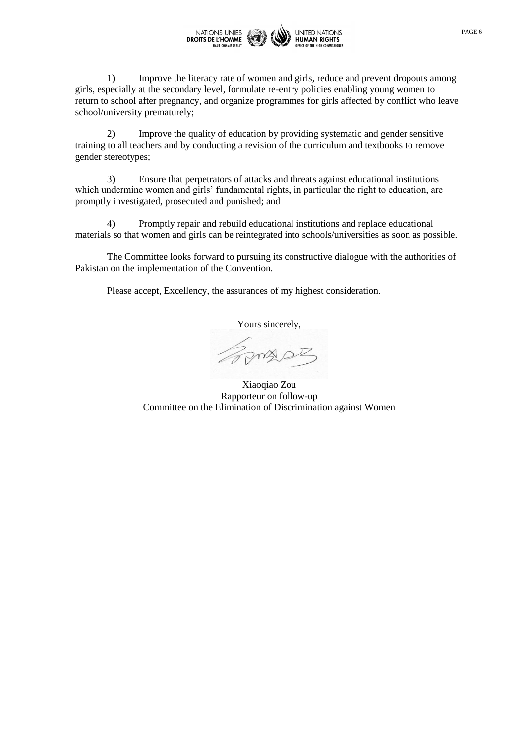1) Improve the literacy rate of women and girls, reduce and prevent dropouts among girls, especially at the secondary level, formulate re-entry policies enabling young women to return to school after pregnancy, and organize programmes for girls affected by conflict who leave school/university prematurely;

2) Improve the quality of education by providing systematic and gender sensitive training to all teachers and by conducting a revision of the curriculum and textbooks to remove gender stereotypes;

3) Ensure that perpetrators of attacks and threats against educational institutions which undermine women and girls' fundamental rights, in particular the right to education, are promptly investigated, prosecuted and punished; and

4) Promptly repair and rebuild educational institutions and replace educational materials so that women and girls can be reintegrated into schools/universities as soon as possible.

The Committee looks forward to pursuing its constructive dialogue with the authorities of Pakistan on the implementation of the Convention.

Please accept, Excellency, the assurances of my highest consideration.

Yours sincerely,

Xiaoqiao Zou
Rapporteur on follow-up
Committee on the Elimination of Discrimination against Women